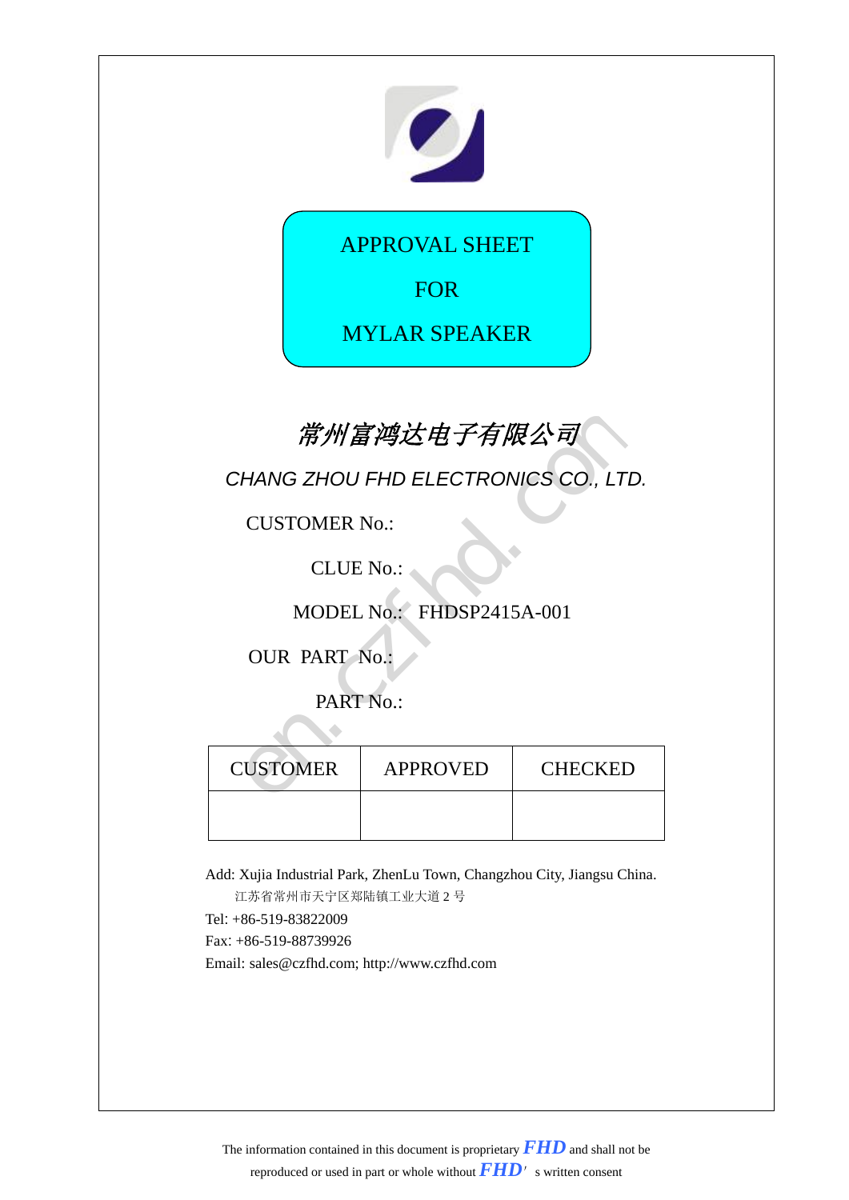# APPROVAL SHEET

# FOR

# MYLAR SPEAKER

*常州富鸿达电子有限公司*

*CHANG ZHOU FHD ELECTRONICS CO., LTD.*

CUSTOMER No.:

CLUE No.:

MODEL No.: FHDSP2415A-001

OUR PART No.:

PART No.:

| CUSTOMER | APPROVED | CHECKED |
|---|---|---|
| | | |

Add: Xujia Industrial Park, ZhenLu Town, Changzhou City, Jiangsu China.

江苏省常州市天宁区郑陆镇工业大道 2 号

Tel: +86-519-83822009

Fax: +86-519-88739926

Email: sales@czfhd.com; http://www.czfhd.com

The information contained in this document is proprietary **FHD** and shall not be reproduced or used in part or whole without **FHD**'s written consent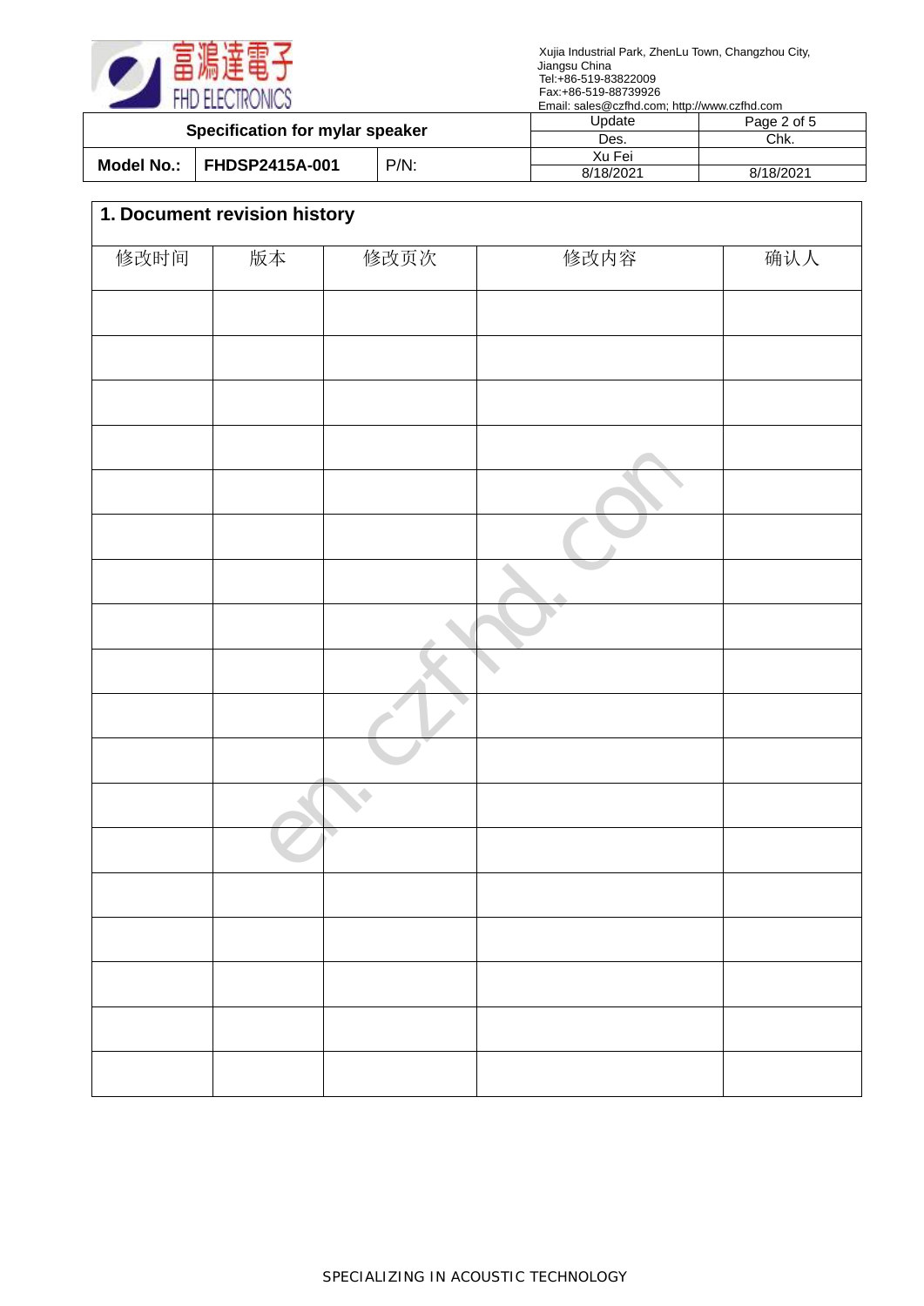| Specification for mylar speaker | | | Update | Page 2 of 5 |
|---|---|---|---|---|
| | | | Des. | Chk. |
| **Model No.:** | **FHDSP2415A-001** | P/N: | Xu Fei | |
| | | | 8/18/2021 | 8/18/2021 |

## 1. Document revision history

| 修改时间 | 版本 | 修改页次 | 修改内容 | 确认人 |
|---|---|---|---|---|
| | | | | |
| | | | | |
| | | | | |
| | | | | |
| | | | | |
| | | | | |
| | | | | |
| | | | | |
| | | | | |
| | | | | |
| | | | | |
| | | | | |
| | | | | |
| | | | | |
| | | | | |
| | | | | |
| | | | | |
| | | | | |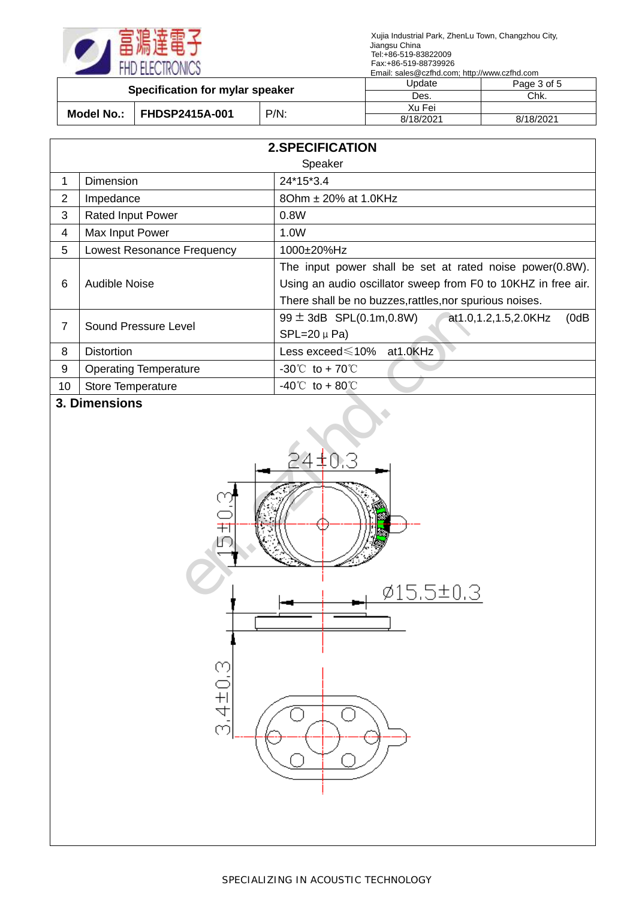| 富鴻達電子 FHD ELECTRONICS | | | Xujia Industrial Park, ZhenLu Town, Changzhou City, Jiangsu China Tel:+86-519-83822009 Fax:+86-519-88739926 Email: sales@czfhd.com; http://www.czfhd.com | |
|---|---|---|---|---|
| Specification for mylar speaker | | | Update | Page 3 of 5 |
| | | | Des. | Chk. |
| Model No.: | FHDSP2415A-001 | P/N: | Xu Fei | |
| | | | 8/18/2021 | 8/18/2021 |

## 2.SPECIFICATION

Speaker

| | | |
|---|---|---|
| 1 | Dimension | 24*15*3.4 |
| 2 | Impedance | 8Ohm ± 20% at 1.0KHz |
| 3 | Rated Input Power | 0.8W |
| 4 | Max Input Power | 1.0W |
| 5 | Lowest Resonance Frequency | 1000±20%Hz |
| 6 | Audible Noise | The input power shall be set at rated noise power(0.8W). Using an audio oscillator sweep from F0 to 10KHZ in free air. There shall be no buzzes,rattles,nor spurious noises. |
| 7 | Sound Pressure Level | 99 ± 3dB SPL(0.1m,0.8W) at1.0,1.2,1.5,2.0KHz (0dB SPL=20 μ Pa) |
| 8 | Distortion | Less exceed≤10% at1.0KHz |
| 9 | Operating Temperature | -30℃ to + 70℃ |
| 10 | Store Temperature | -40℃ to + 80℃ |

## 3. Dimensions

24±0.3

15±0.3

Ø15.5±0.3

3.4±0.3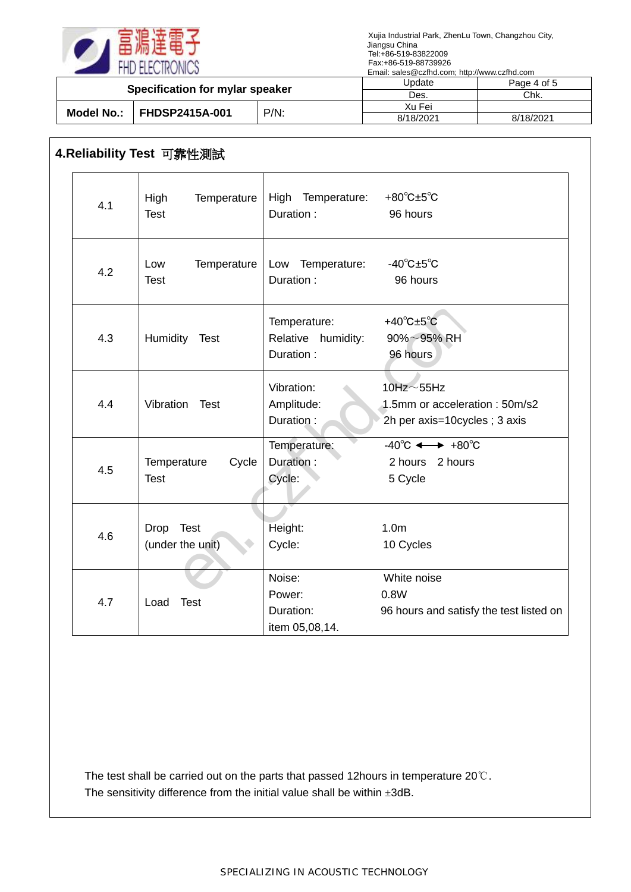| Specification for mylar speaker | | | Update | Page 4 of 5 |
|---|---|---|---|---|
| | | | Des. | Chk. |
| Model No.: | FHDSP2415A-001 | P/N: | Xu Fei | |
| | | | 8/18/2021 | 8/18/2021 |

## 4.Reliability Test 可靠性測試

| | | |
|---|---|---|
| 4.1 | High Temperature Test | High Temperature: +80℃±5℃<br>Duration : 96 hours |
| 4.2 | Low Temperature Test | Low Temperature: -40℃±5℃<br>Duration : 96 hours |
| 4.3 | Humidity Test | Temperature: +40℃±5℃<br>Relative humidity: 90%～95% RH<br>Duration : 96 hours |
| 4.4 | Vibration Test | Vibration: 10Hz～55Hz<br>Amplitude: 1.5mm or acceleration : 50m/s2<br>Duration : 2h per axis=10cycles ; 3 axis |
| 4.5 | Temperature Cycle Test | Temperature: -40℃ ⟷ +80℃<br>Duration : 2 hours 2 hours<br>Cycle: 5 Cycle |
| 4.6 | Drop Test (under the unit) | Height: 1.0m<br>Cycle: 10 Cycles |
| 4.7 | Load Test | Noise: White noise<br>Power: 0.8W<br>Duration: 96 hours and satisfy the test listed on item 05,08,14. |

The test shall be carried out on the parts that passed 12hours in temperature 20℃.
The sensitivity difference from the initial value shall be within ±3dB.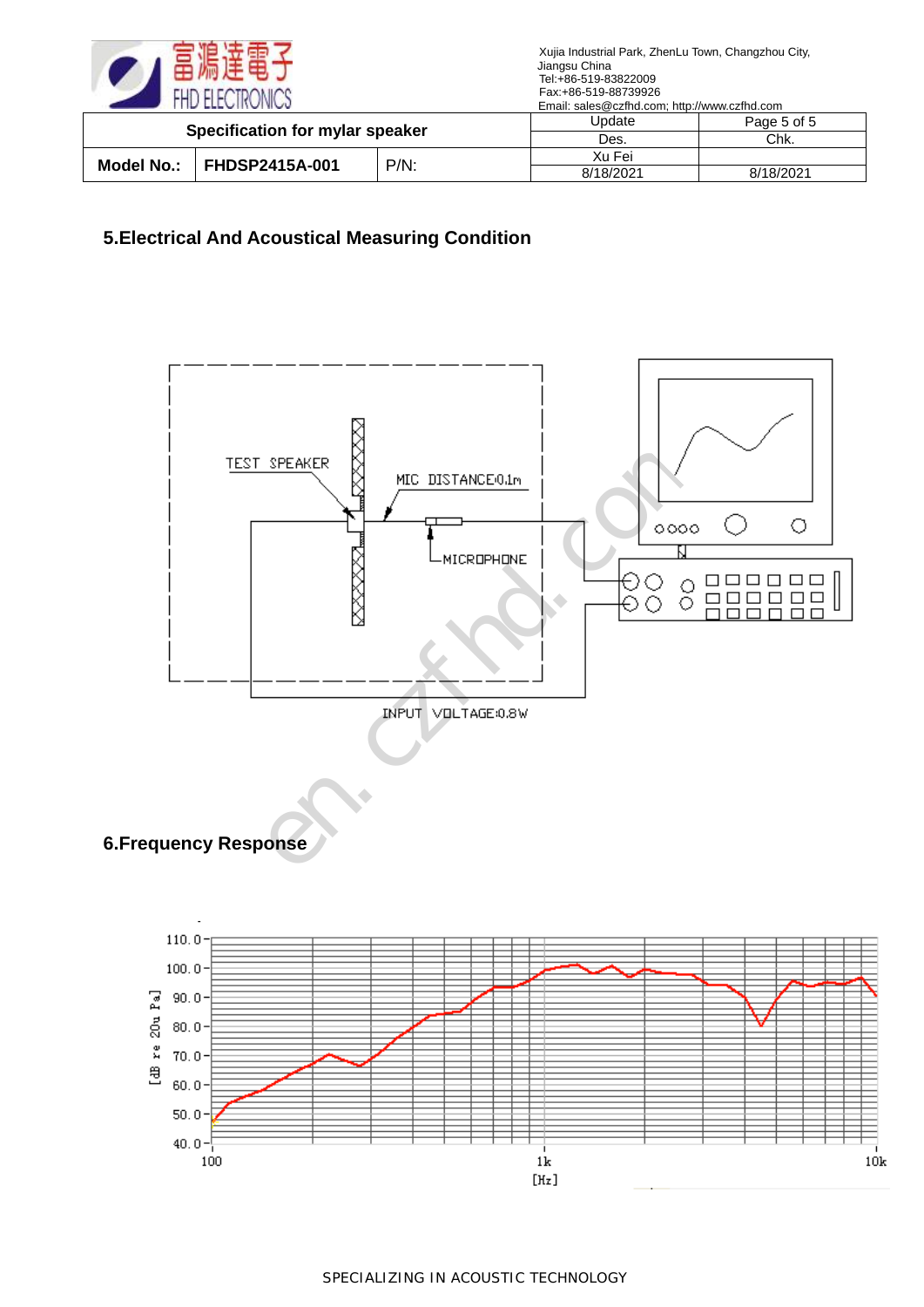## 5.Electrical And Acoustical Measuring Condition

TEST SPEAKER

MIC DISTANCE:0.1m

MICROPHONE

INPUT VOLTAGE:0.8W

## 6.Frequency Response

110.0
100.0
90.0
80.0
70.0
60.0
50.0
40.0

[dB re 20u Pa]

100
1k
10k

[Hz]

SPECIALIZING IN ACOUSTIC TECHNOLOGY